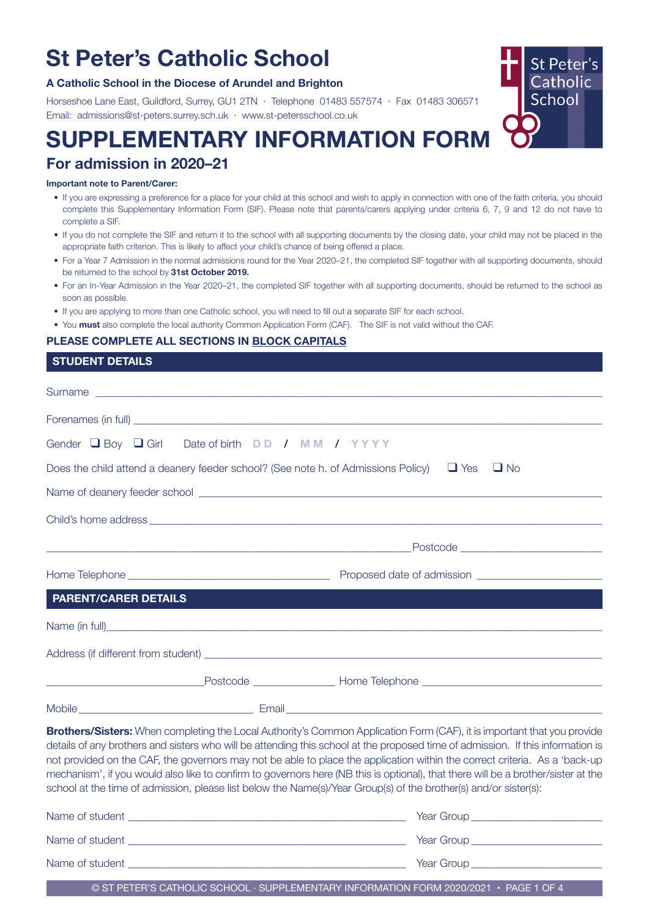# St Peter's Catholic School

**A Catholic School in the Diocese of Arundel and Brighton**

Horseshoe Lane East, Guildford, Surrey, GU1 2TN · Telephone 01483 557574 · Fax 01483 306571
Email: admissions@st-peters.surrey.sch.uk · www.st-petersschool.co.uk

St Peter's Catholic School

# SUPPLEMENTARY INFORMATION FORM

## For admission in 2020–21

**Important note to Parent/Carer:**

- If you are expressing a preference for a place for your child at this school and wish to apply in connection with one of the faith criteria, you should complete this Supplementary Information Form (SIF). Please note that parents/carers applying under criteria 6, 7, 9 and 12 do not have to complete a SIF.
- If you do not complete the SIF and return it to the school with all supporting documents by the closing date, your child may not be placed in the appropriate faith criterion. This is likely to affect your child's chance of being offered a place.
- For a Year 7 Admission in the normal admissions round for the Year 2020–21, the completed SIF together with all supporting documents, should be returned to the school by **31st October 2019.**
- For an In-Year Admission in the Year 2020–21, the completed SIF together with all supporting documents, should be returned to the school as soon as possible.
- If you are applying to more than one Catholic school, you will need to fill out a separate SIF for each school.
- You **must** also complete the local authority Common Application Form (CAF). The SIF is not valid without the CAF.

**PLEASE COMPLETE ALL SECTIONS IN BLOCK CAPITALS**

### STUDENT DETAILS

Surname ______________________________________________

Forenames (in full) ______________________________________________

Gender ☐ Boy ☐ Girl Date of birth DD / MM / YYYY

Does the child attend a deanery feeder school? (See note h. of Admissions Policy) ☐ Yes ☐ No

Name of deanery feeder school ______________________________________________

Child's home address ______________________________________________

______________________________________________ Postcode ______________

Home Telephone ______________________ Proposed date of admission ______________

### PARENT/CARER DETAILS

Name (in full) ______________________________________________

Address (if different from student) ______________________________________________

______________________ Postcode ______________ Home Telephone ______________________

Mobile ______________________ Email ______________________________________________

**Brothers/Sisters:** When completing the Local Authority's Common Application Form (CAF), it is important that you provide details of any brothers and sisters who will be attending this school at the proposed time of admission. If this information is not provided on the CAF, the governors may not be able to place the application within the correct criteria. As a 'back-up mechanism', if you would also like to confirm to governors here (NB this is optional), that there will be a brother/sister at the school at the time of admission, please list below the Name(s)/Year Group(s) of the brother(s) and/or sister(s):

Name of student ______________________________ Year Group ______________

Name of student ______________________________ Year Group ______________

Name of student ______________________________ Year Group ______________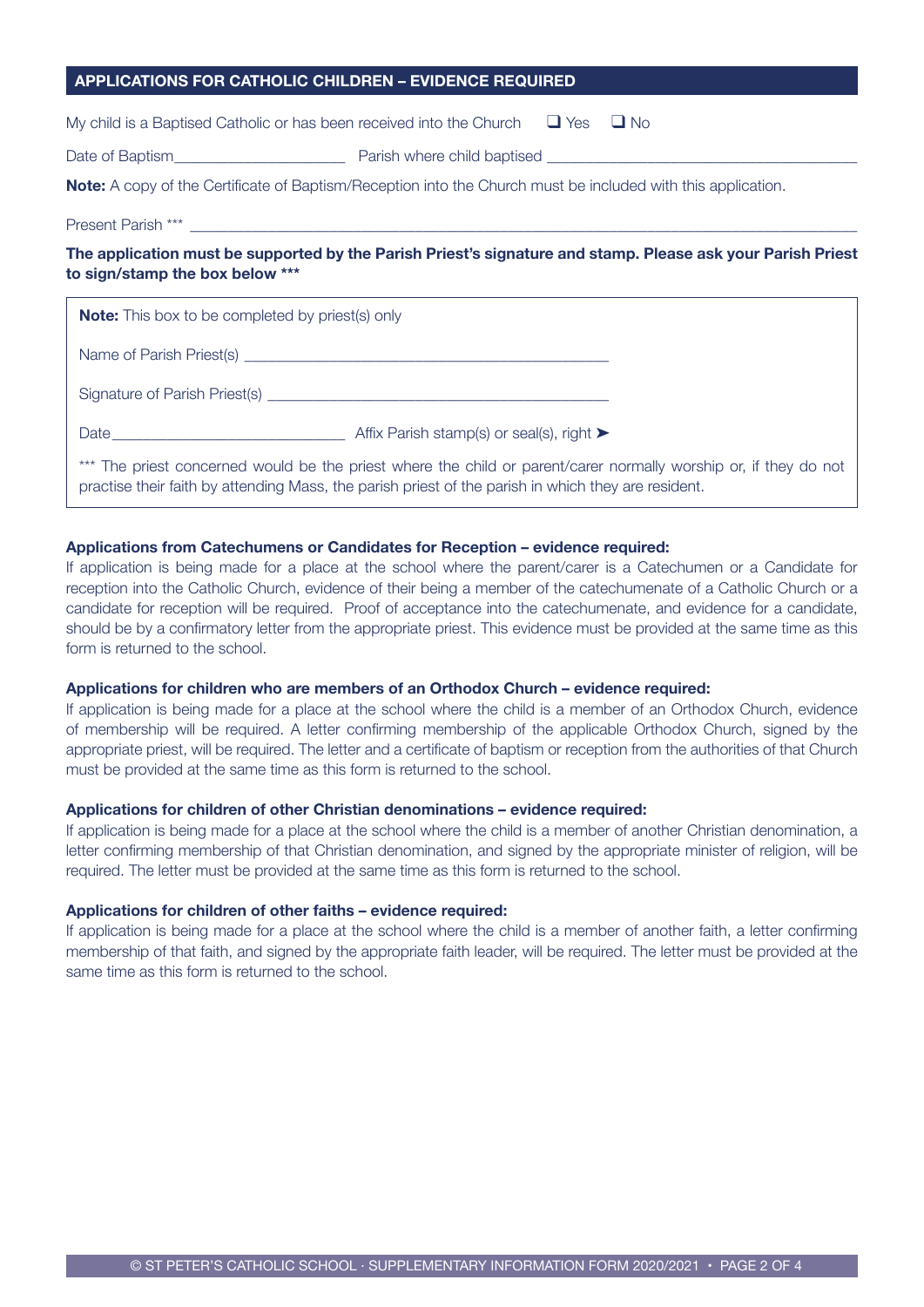## APPLICATIONS FOR CATHOLIC CHILDREN – EVIDENCE REQUIRED

My child is a Baptised Catholic or has been received into the Church ❑ Yes ❑ No

Date of Baptism____________________ Parish where child baptised ____________________________________

**Note:** A copy of the Certificate of Baptism/Reception into the Church must be included with this application.

Present Parish *** ______________________________________________________________________________

**The application must be supported by the Parish Priest's signature and stamp. Please ask your Parish Priest to sign/stamp the box below *****

**Note:** This box to be completed by priest(s) only

Name of Parish Priest(s) ____________________________________________

Signature of Parish Priest(s) ____________________________________________

Date____________________________ Affix Parish stamp(s) or seal(s), right ➤

*** The priest concerned would be the priest where the child or parent/carer normally worship or, if they do not practise their faith by attending Mass, the parish priest of the parish in which they are resident.

**Applications from Catechumens or Candidates for Reception – evidence required:**

If application is being made for a place at the school where the parent/carer is a Catechumen or a Candidate for reception into the Catholic Church, evidence of their being a member of the catechumenate of a Catholic Church or a candidate for reception will be required. Proof of acceptance into the catechumenate, and evidence for a candidate, should be by a confirmatory letter from the appropriate priest. This evidence must be provided at the same time as this form is returned to the school.

**Applications for children who are members of an Orthodox Church – evidence required:**

If application is being made for a place at the school where the child is a member of an Orthodox Church, evidence of membership will be required. A letter confirming membership of the applicable Orthodox Church, signed by the appropriate priest, will be required. The letter and a certificate of baptism or reception from the authorities of that Church must be provided at the same time as this form is returned to the school.

**Applications for children of other Christian denominations – evidence required:**

If application is being made for a place at the school where the child is a member of another Christian denomination, a letter confirming membership of that Christian denomination, and signed by the appropriate minister of religion, will be required. The letter must be provided at the same time as this form is returned to the school.

**Applications for children of other faiths – evidence required:**

If application is being made for a place at the school where the child is a member of another faith, a letter confirming membership of that faith, and signed by the appropriate faith leader, will be required. The letter must be provided at the same time as this form is returned to the school.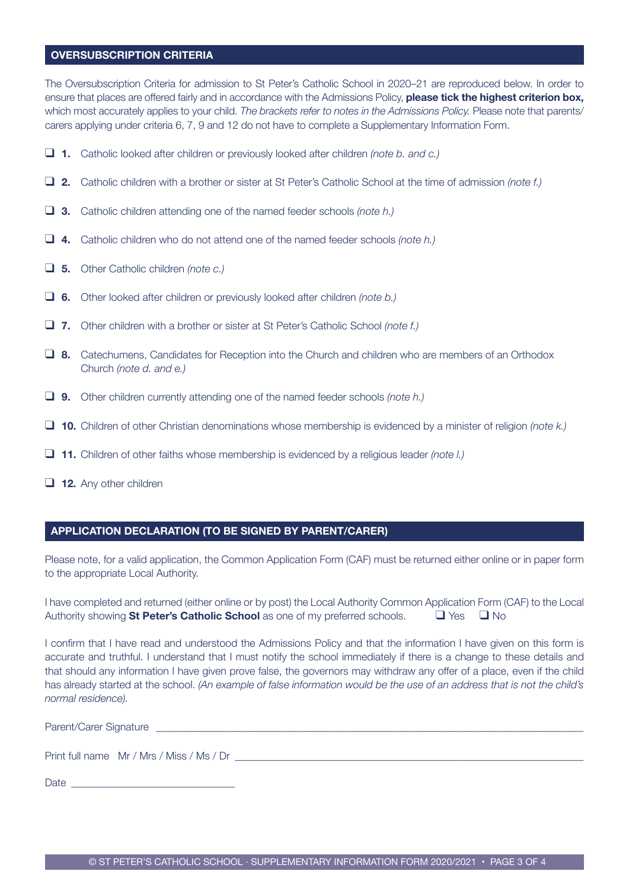## OVERSUBSCRIPTION CRITERIA

The Oversubscription Criteria for admission to St Peter's Catholic School in 2020–21 are reproduced below. In order to ensure that places are offered fairly and in accordance with the Admissions Policy, **please tick the highest criterion box,** which most accurately applies to your child. *The brackets refer to notes in the Admissions Policy.* Please note that parents/carers applying under criteria 6, 7, 9 and 12 do not have to complete a Supplementary Information Form.

- ❑ **1.** Catholic looked after children or previously looked after children *(note b. and c.)*
- ❑ **2.** Catholic children with a brother or sister at St Peter's Catholic School at the time of admission *(note f.)*
- ❑ **3.** Catholic children attending one of the named feeder schools *(note h.)*
- ❑ **4.** Catholic children who do not attend one of the named feeder schools *(note h.)*
- ❑ **5.** Other Catholic children *(note c.)*
- ❑ **6.** Other looked after children or previously looked after children *(note b.)*
- ❑ **7.** Other children with a brother or sister at St Peter's Catholic School *(note f.)*
- ❑ **8.** Catechumens, Candidates for Reception into the Church and children who are members of an Orthodox Church *(note d. and e.)*
- ❑ **9.** Other children currently attending one of the named feeder schools *(note h.)*
- ❑ **10.** Children of other Christian denominations whose membership is evidenced by a minister of religion *(note k.)*
- ❑ **11.** Children of other faiths whose membership is evidenced by a religious leader *(note l.)*
- ❑ **12.** Any other children

## APPLICATION DECLARATION (TO BE SIGNED BY PARENT/CARER)

Please note, for a valid application, the Common Application Form (CAF) must be returned either online or in paper form to the appropriate Local Authority.

I have completed and returned (either online or by post) the Local Authority Common Application Form (CAF) to the Local Authority showing **St Peter's Catholic School** as one of my preferred schools. ❑ Yes ❑ No

I confirm that I have read and understood the Admissions Policy and that the information I have given on this form is accurate and truthful. I understand that I must notify the school immediately if there is a change to these details and that should any information I have given prove false, the governors may withdraw any offer of a place, even if the child has already started at the school. *(An example of false information would be the use of an address that is not the child's normal residence).*

Parent/Carer Signature ______________________________

Print full name Mr / Mrs / Miss / Ms / Dr ______________________________

Date ______________________________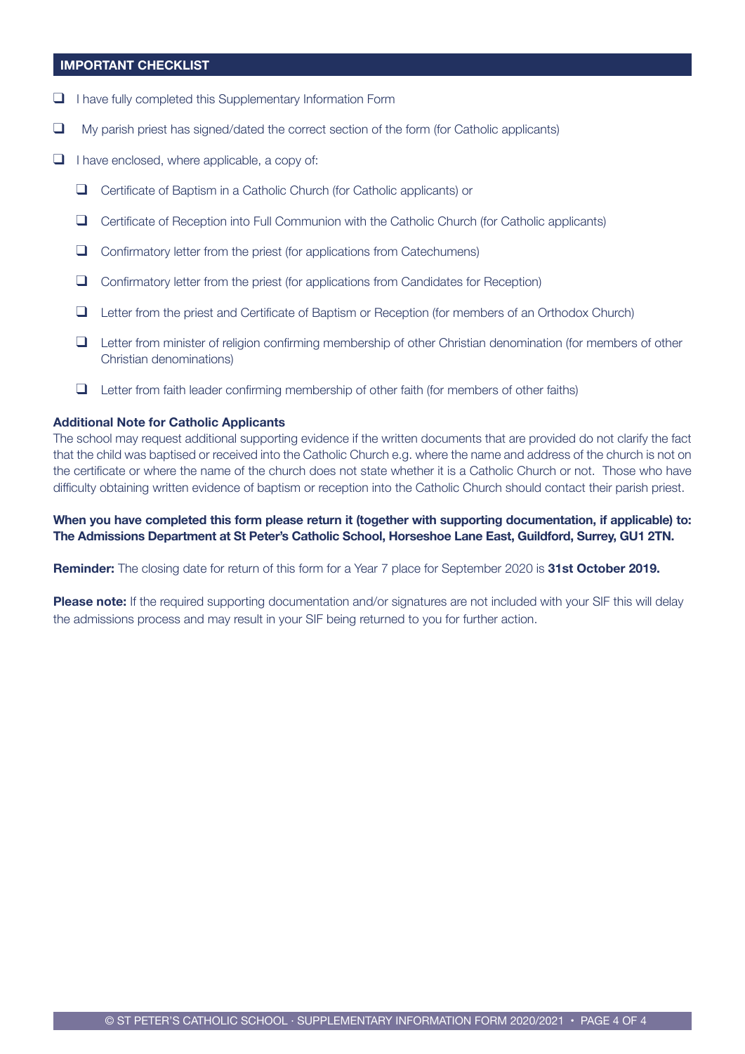## IMPORTANT CHECKLIST

- [ ] I have fully completed this Supplementary Information Form
- [ ] My parish priest has signed/dated the correct section of the form (for Catholic applicants)
- [ ] I have enclosed, where applicable, a copy of:
  - [ ] Certificate of Baptism in a Catholic Church (for Catholic applicants) or
  - [ ] Certificate of Reception into Full Communion with the Catholic Church (for Catholic applicants)
  - [ ] Confirmatory letter from the priest (for applications from Catechumens)
  - [ ] Confirmatory letter from the priest (for applications from Candidates for Reception)
  - [ ] Letter from the priest and Certificate of Baptism or Reception (for members of an Orthodox Church)
  - [ ] Letter from minister of religion confirming membership of other Christian denomination (for members of other Christian denominations)
  - [ ] Letter from faith leader confirming membership of other faith (for members of other faiths)

**Additional Note for Catholic Applicants**

The school may request additional supporting evidence if the written documents that are provided do not clarify the fact that the child was baptised or received into the Catholic Church e.g. where the name and address of the church is not on the certificate or where the name of the church does not state whether it is a Catholic Church or not. Those who have difficulty obtaining written evidence of baptism or reception into the Catholic Church should contact their parish priest.

**When you have completed this form please return it (together with supporting documentation, if applicable) to: The Admissions Department at St Peter's Catholic School, Horseshoe Lane East, Guildford, Surrey, GU1 2TN.**

**Reminder:** The closing date for return of this form for a Year 7 place for September 2020 is **31st October 2019.**

**Please note:** If the required supporting documentation and/or signatures are not included with your SIF this will delay the admissions process and may result in your SIF being returned to you for further action.